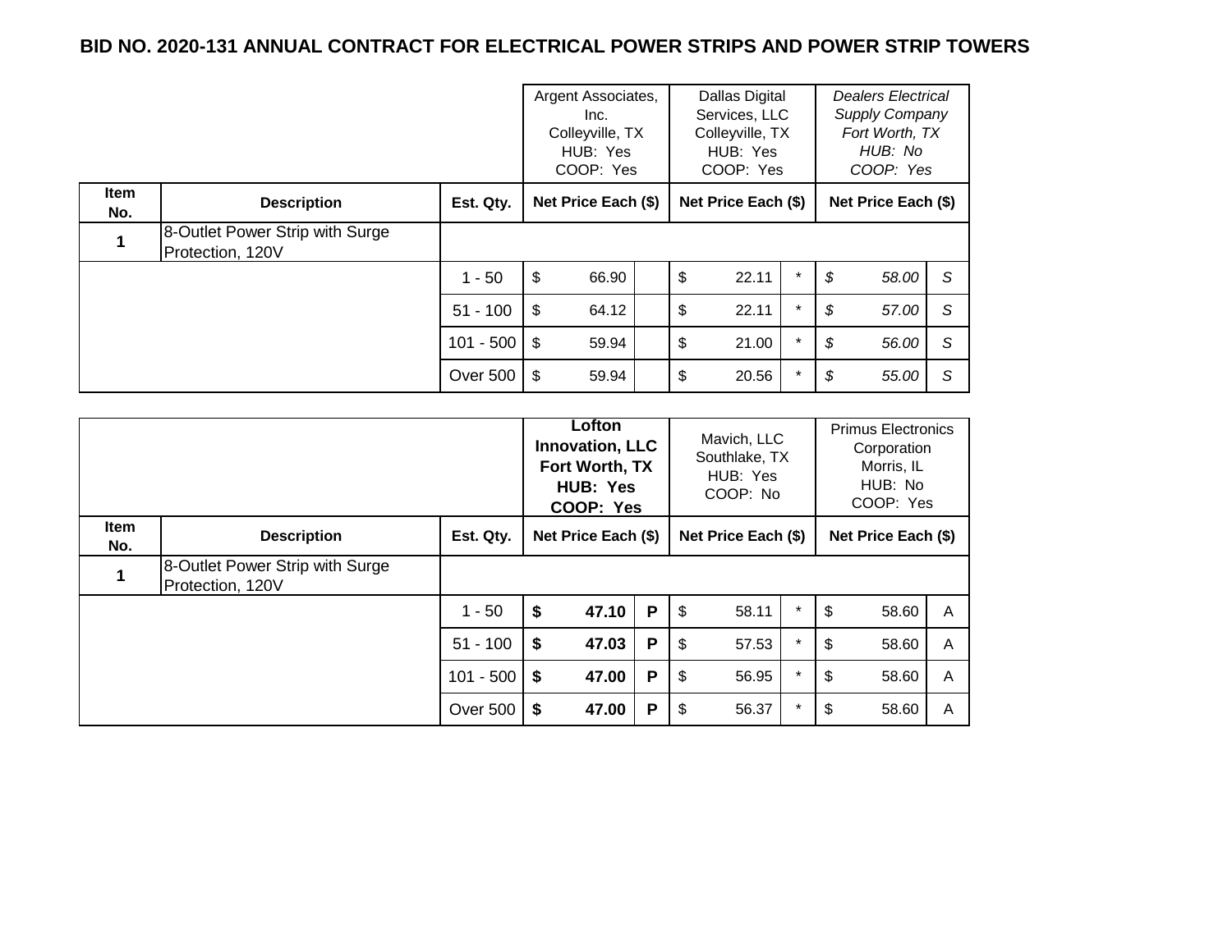## BID NO. 2020-131 ANNUAL CONTRACT FOR ELECTRICAL POWER STRIPS AND POWER STRIP TOWERS

| | | | Argent Associates, Inc. Colleyville, TX HUB: Yes COOP: Yes | | | Dallas Digital Services, LLC Colleyville, TX HUB: Yes COOP: Yes | | | *Dealers Electrical Supply Company Fort Worth, TX HUB: No COOP: Yes* | | |
|---|---|---|---|---|---|---|---|---|---|---|---|
| **Item No.** | **Description** | **Est. Qty.** | **Net Price Each ($)** | | | **Net Price Each ($)** | | | **Net Price Each ($)** | | |
| **1** | 8-Outlet Power Strip with Surge Protection, 120V | | | | | | | | | | |
| | | 1 - 50 | $ | 66.90 | | $ | 22.11 | * | *$* | *58.00* | *S* |
| | | 51 - 100 | $ | 64.12 | | $ | 22.11 | * | *$* | *57.00* | *S* |
| | | 101 - 500 | $ | 59.94 | | $ | 21.00 | * | *$* | *56.00* | *S* |
| | | Over 500 | $ | 59.94 | | $ | 20.56 | * | *$* | *55.00* | *S* |

| | | | **Lofton Innovation, LLC Fort Worth, TX HUB: Yes COOP: Yes** | | | Mavich, LLC Southlake, TX HUB: Yes COOP: No | | | Primus Electronics Corporation Morris, IL HUB: No COOP: Yes | | |
|---|---|---|---|---|---|---|---|---|---|---|---|
| **Item No.** | **Description** | **Est. Qty.** | **Net Price Each ($)** | | | **Net Price Each ($)** | | | **Net Price Each ($)** | | |
| **1** | 8-Outlet Power Strip with Surge Protection, 120V | | | | | | | | | | |
| | | 1 - 50 | **$** | **47.10** | **P** | $ | 58.11 | * | $ | 58.60 | A |
| | | 51 - 100 | **$** | **47.03** | **P** | $ | 57.53 | * | $ | 58.60 | A |
| | | 101 - 500 | **$** | **47.00** | **P** | $ | 56.95 | * | $ | 58.60 | A |
| | | Over 500 | **$** | **47.00** | **P** | $ | 56.37 | * | $ | 58.60 | A |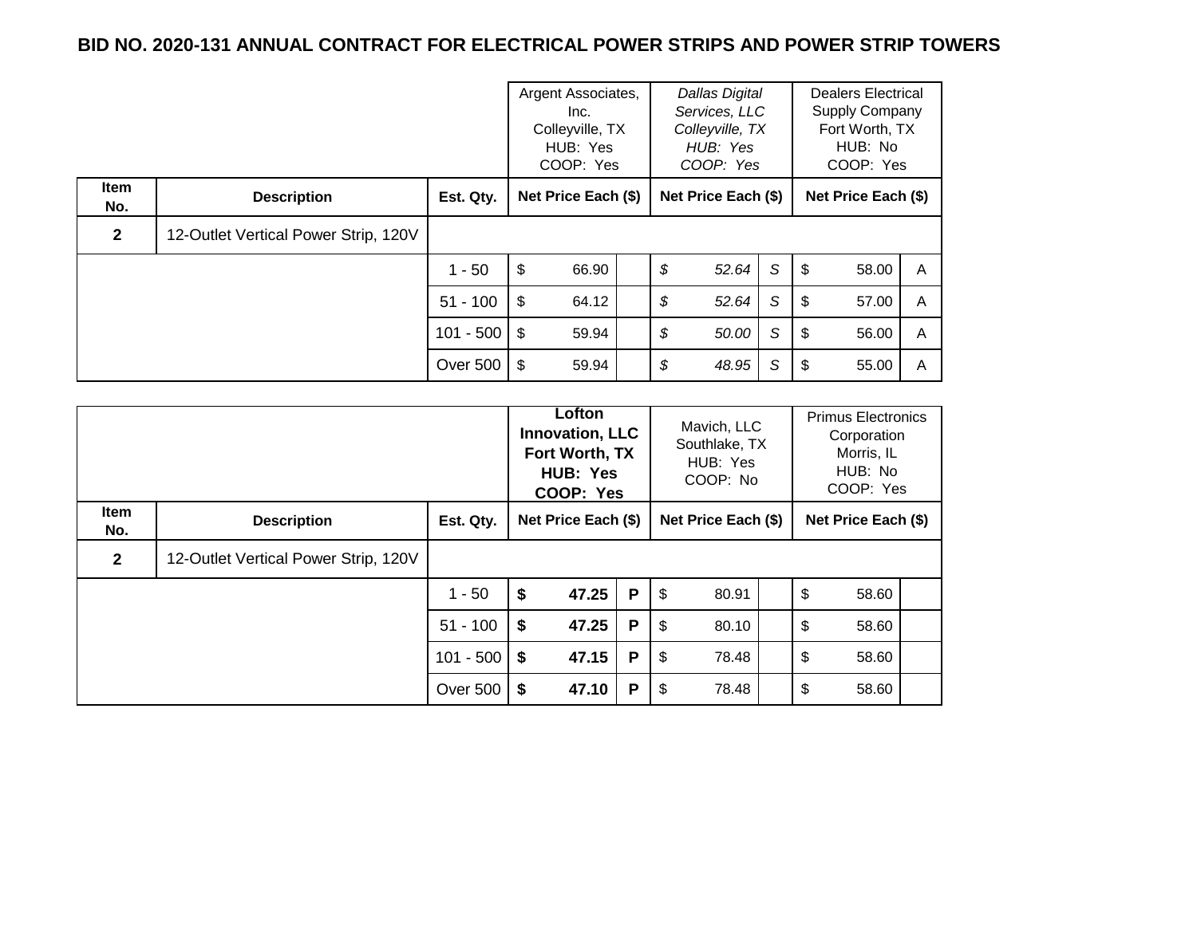## BID NO. 2020-131 ANNUAL CONTRACT FOR ELECTRICAL POWER STRIPS AND POWER STRIP TOWERS

| | | | Argent Associates, Inc. Colleyville, TX HUB: Yes COOP: Yes | | *Dallas Digital Services, LLC Colleyville, TX HUB: Yes COOP: Yes* | | Dealers Electrical Supply Company Fort Worth, TX HUB: No COOP: Yes | |
|---|---|---|---|---|---|---|---|---|
| **Item No.** | **Description** | **Est. Qty.** | **Net Price Each ($)** | | **Net Price Each ($)** | | **Net Price Each ($)** | |
| **2** | 12-Outlet Vertical Power Strip, 120V | | | | | | | |
| | | 1 - 50 | $ 66.90 | | *$ 52.64* | *S* | $ 58.00 | A |
| | | 51 - 100 | $ 64.12 | | *$ 52.64* | *S* | $ 57.00 | A |
| | | 101 - 500 | $ 59.94 | | *$ 50.00* | *S* | $ 56.00 | A |
| | | Over 500 | $ 59.94 | | *$ 48.95* | *S* | $ 55.00 | A |

| | | | **Lofton Innovation, LLC Fort Worth, TX HUB: Yes COOP: Yes** | | Mavich, LLC Southlake, TX HUB: Yes COOP: No | | Primus Electronics Corporation Morris, IL HUB: No COOP: Yes | |
|---|---|---|---|---|---|---|---|---|
| **Item No.** | **Description** | **Est. Qty.** | **Net Price Each ($)** | | **Net Price Each ($)** | | **Net Price Each ($)** | |
| **2** | 12-Outlet Vertical Power Strip, 120V | | | | | | | |
| | | 1 - 50 | **$ 47.25** | **P** | $ 80.91 | | $ 58.60 | |
| | | 51 - 100 | **$ 47.25** | **P** | $ 80.10 | | $ 58.60 | |
| | | 101 - 500 | **$ 47.15** | **P** | $ 78.48 | | $ 58.60 | |
| | | Over 500 | **$ 47.10** | **P** | $ 78.48 | | $ 58.60 | |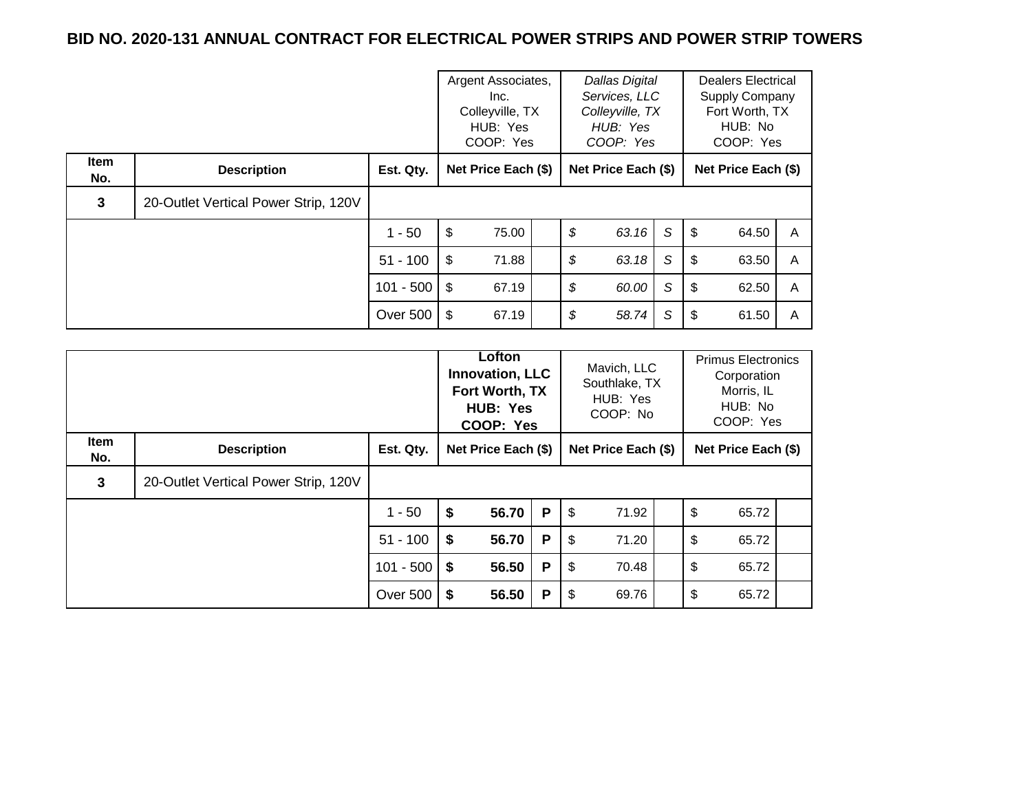# BID NO. 2020-131 ANNUAL CONTRACT FOR ELECTRICAL POWER STRIPS AND POWER STRIP TOWERS

| | | | Argent Associates, Inc. Colleyville, TX HUB: Yes COOP: Yes | | *Dallas Digital Services, LLC Colleyville, TX HUB: Yes COOP: Yes* | | Dealers Electrical Supply Company Fort Worth, TX HUB: No COOP: Yes | |
|---|---|---|---|---|---|---|---|---|
| **Item No.** | **Description** | **Est. Qty.** | **Net Price Each ($)** | | **Net Price Each ($)** | | **Net Price Each ($)** | |
| **3** | 20-Outlet Vertical Power Strip, 120V | | | | | | | |
| | | 1 - 50 | $ 75.00 | | *$ 63.16* | *S* | $ 64.50 | A |
| | | 51 - 100 | $ 71.88 | | *$ 63.18* | *S* | $ 63.50 | A |
| | | 101 - 500 | $ 67.19 | | *$ 60.00* | *S* | $ 62.50 | A |
| | | Over 500 | $ 67.19 | | *$ 58.74* | *S* | $ 61.50 | A |

| | | | **Lofton Innovation, LLC Fort Worth, TX HUB: Yes COOP: Yes** | | Mavich, LLC Southlake, TX HUB: Yes COOP: No | | Primus Electronics Corporation Morris, IL HUB: No COOP: Yes | |
|---|---|---|---|---|---|---|---|---|
| **Item No.** | **Description** | **Est. Qty.** | **Net Price Each ($)** | | **Net Price Each ($)** | | **Net Price Each ($)** | |
| **3** | 20-Outlet Vertical Power Strip, 120V | | | | | | | |
| | | 1 - 50 | **$ 56.70** | **P** | $ 71.92 | | $ 65.72 | |
| | | 51 - 100 | **$ 56.70** | **P** | $ 71.20 | | $ 65.72 | |
| | | 101 - 500 | **$ 56.50** | **P** | $ 70.48 | | $ 65.72 | |
| | | Over 500 | **$ 56.50** | **P** | $ 69.76 | | $ 65.72 | |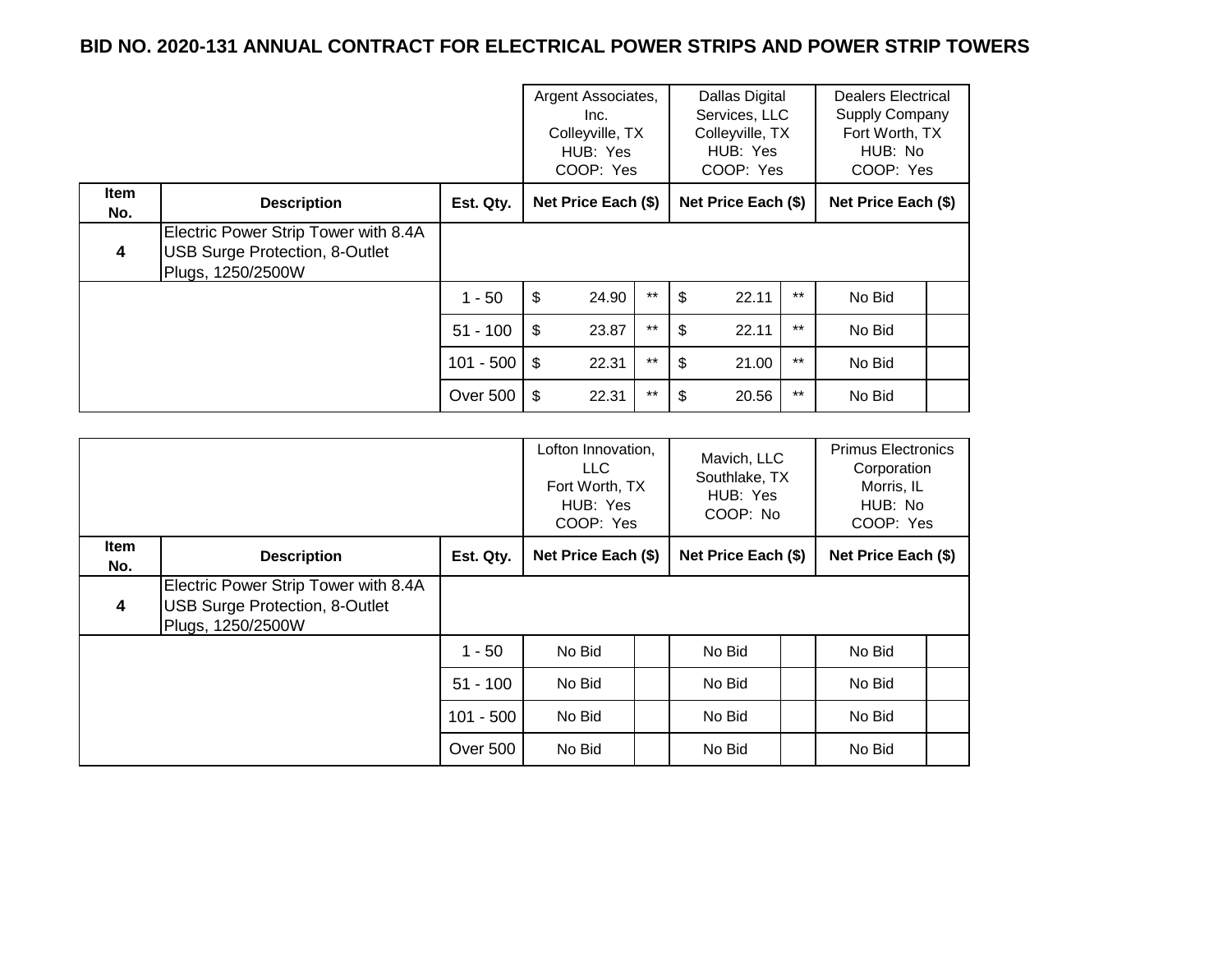# BID NO. 2020-131 ANNUAL CONTRACT FOR ELECTRICAL POWER STRIPS AND POWER STRIP TOWERS

| | | | Argent Associates, Inc.<br>Colleyville, TX<br>HUB: Yes<br>COOP: Yes | | Dallas Digital Services, LLC<br>Colleyville, TX<br>HUB: Yes<br>COOP: Yes | | Dealers Electrical Supply Company<br>Fort Worth, TX<br>HUB: No<br>COOP: Yes | |
|---|---|---|---|---|---|---|---|---|
| **Item No.** | **Description** | **Est. Qty.** | **Net Price Each ($)** | | **Net Price Each ($)** | | **Net Price Each ($)** | |
| **4** | Electric Power Strip Tower with 8.4A USB Surge Protection, 8-Outlet Plugs, 1250/2500W | | | | | | | |
| | | 1 - 50 | $ 24.90 | ** | $ 22.11 | ** | No Bid | |
| | | 51 - 100 | $ 23.87 | ** | $ 22.11 | ** | No Bid | |
| | | 101 - 500 | $ 22.31 | ** | $ 21.00 | ** | No Bid | |
| | | Over 500 | $ 22.31 | ** | $ 20.56 | ** | No Bid | |

| | | | Lofton Innovation, LLC<br>Fort Worth, TX<br>HUB: Yes<br>COOP: Yes | | Mavich, LLC<br>Southlake, TX<br>HUB: Yes<br>COOP: No | | Primus Electronics Corporation<br>Morris, IL<br>HUB: No<br>COOP: Yes | |
|---|---|---|---|---|---|---|---|---|
| **Item No.** | **Description** | **Est. Qty.** | **Net Price Each ($)** | | **Net Price Each ($)** | | **Net Price Each ($)** | |
| **4** | Electric Power Strip Tower with 8.4A USB Surge Protection, 8-Outlet Plugs, 1250/2500W | | | | | | | |
| | | 1 - 50 | No Bid | | No Bid | | No Bid | |
| | | 51 - 100 | No Bid | | No Bid | | No Bid | |
| | | 101 - 500 | No Bid | | No Bid | | No Bid | |
| | | Over 500 | No Bid | | No Bid | | No Bid | |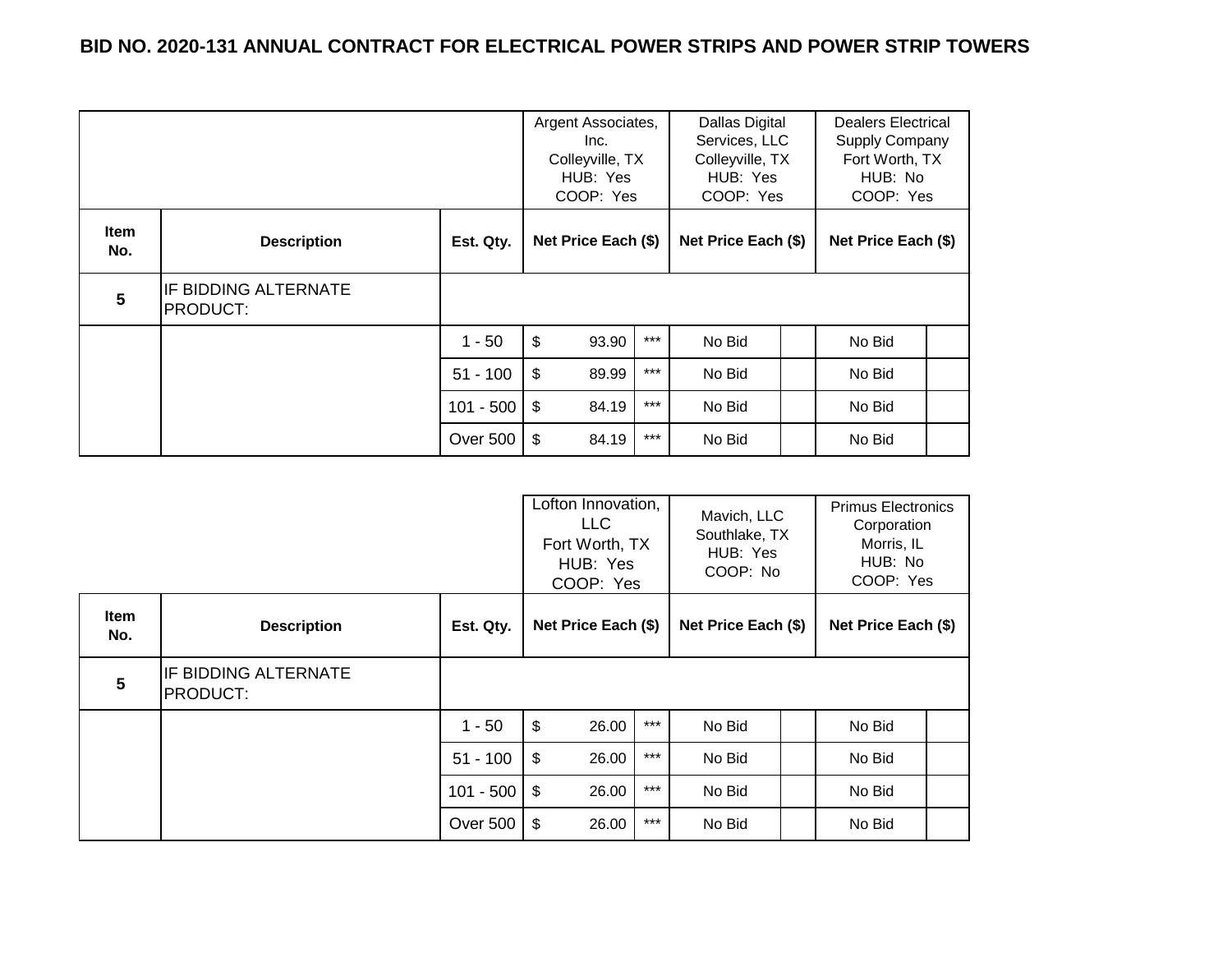**BID NO. 2020-131 ANNUAL CONTRACT FOR ELECTRICAL POWER STRIPS AND POWER STRIP TOWERS**

| | | | Argent Associates, Inc.<br>Colleyville, TX<br>HUB: Yes<br>COOP: Yes | | Dallas Digital Services, LLC<br>Colleyville, TX<br>HUB: Yes<br>COOP: Yes | | Dealers Electrical Supply Company<br>Fort Worth, TX<br>HUB: No<br>COOP: Yes | |
|---|---|---|---|---|---|---|---|---|
| **Item No.** | **Description** | **Est. Qty.** | **Net Price Each ($)** | | **Net Price Each ($)** | | **Net Price Each ($)** | |
| **5** | IF BIDDING ALTERNATE PRODUCT: | | | | | | | |
| | | 1 - 50 | $ 93.90 | *** | No Bid | | No Bid | |
| | | 51 - 100 | $ 89.99 | *** | No Bid | | No Bid | |
| | | 101 - 500 | $ 84.19 | *** | No Bid | | No Bid | |
| | | Over 500 | $ 84.19 | *** | No Bid | | No Bid | |

| | | | Lofton Innovation, LLC<br>Fort Worth, TX<br>HUB: Yes<br>COOP: Yes | | Mavich, LLC<br>Southlake, TX<br>HUB: Yes<br>COOP: No | | Primus Electronics Corporation<br>Morris, IL<br>HUB: No<br>COOP: Yes | |
|---|---|---|---|---|---|---|---|---|
| **Item No.** | **Description** | **Est. Qty.** | **Net Price Each ($)** | | **Net Price Each ($)** | | **Net Price Each ($)** | |
| **5** | IF BIDDING ALTERNATE PRODUCT: | | | | | | | |
| | | 1 - 50 | $ 26.00 | *** | No Bid | | No Bid | |
| | | 51 - 100 | $ 26.00 | *** | No Bid | | No Bid | |
| | | 101 - 500 | $ 26.00 | *** | No Bid | | No Bid | |
| | | Over 500 | $ 26.00 | *** | No Bid | | No Bid | |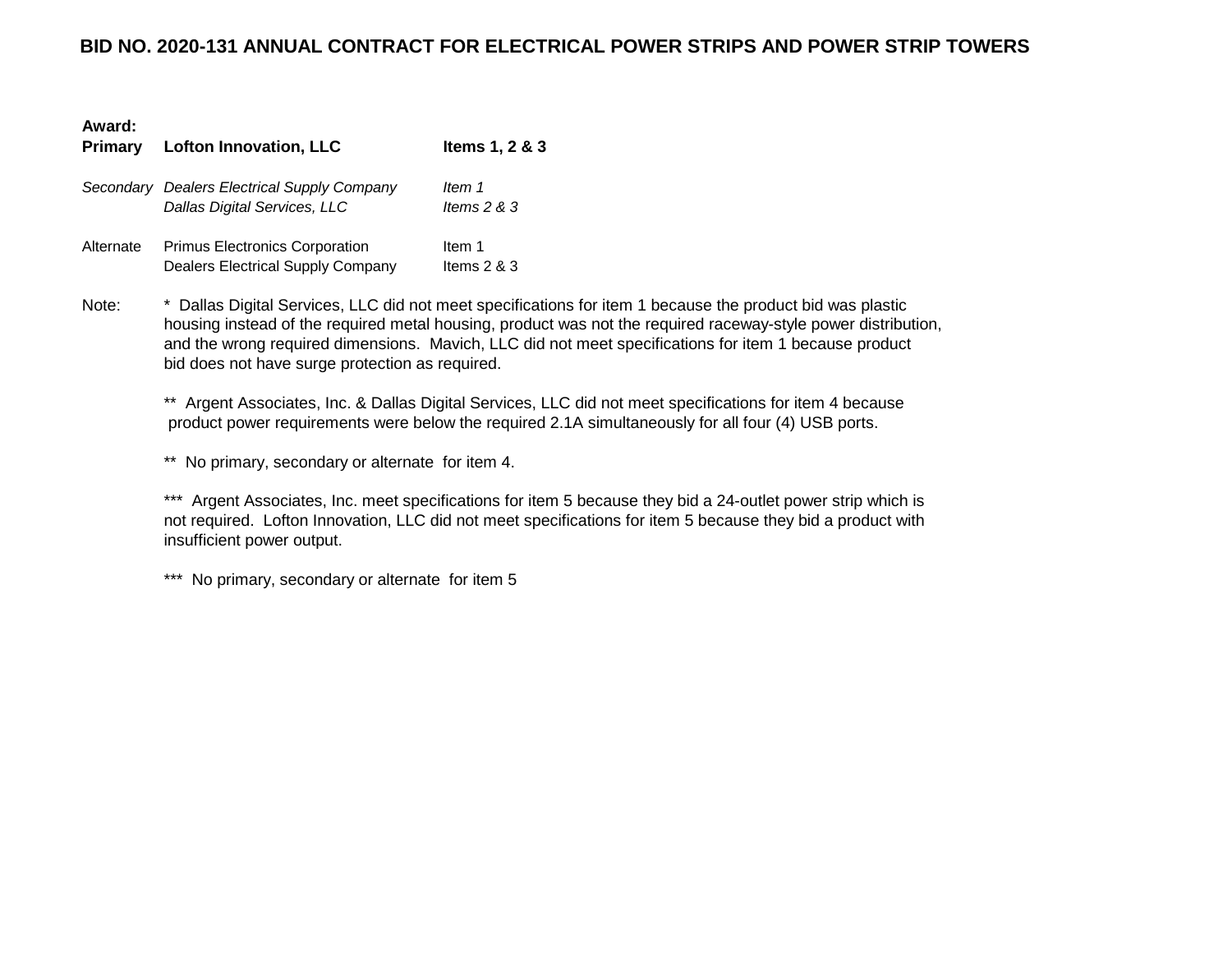## BID NO. 2020-131 ANNUAL CONTRACT FOR ELECTRICAL POWER STRIPS AND POWER STRIP TOWERS

| | | |
|---|---|---|
| **Award:** | | |
| **Primary** | **Lofton Innovation, LLC** | **Items 1, 2 & 3** |
| *Secondary* | *Dealers Electrical Supply Company* | *Item 1* |
| | *Dallas Digital Services, LLC* | *Items 2 & 3* |
| Alternate | Primus Electronics Corporation | Item 1 |
| | Dealers Electrical Supply Company | Items 2 & 3 |

Note: * Dallas Digital Services, LLC did not meet specifications for item 1 because the product bid was plastic housing instead of the required metal housing, product was not the required raceway-style power distribution, and the wrong required dimensions. Mavich, LLC did not meet specifications for item 1 because product bid does not have surge protection as required.

** Argent Associates, Inc. & Dallas Digital Services, LLC did not meet specifications for item 4 because product power requirements were below the required 2.1A simultaneously for all four (4) USB ports.

** No primary, secondary or alternate for item 4.

*** Argent Associates, Inc. meet specifications for item 5 because they bid a 24-outlet power strip which is not required. Lofton Innovation, LLC did not meet specifications for item 5 because they bid a product with insufficient power output.

*** No primary, secondary or alternate for item 5